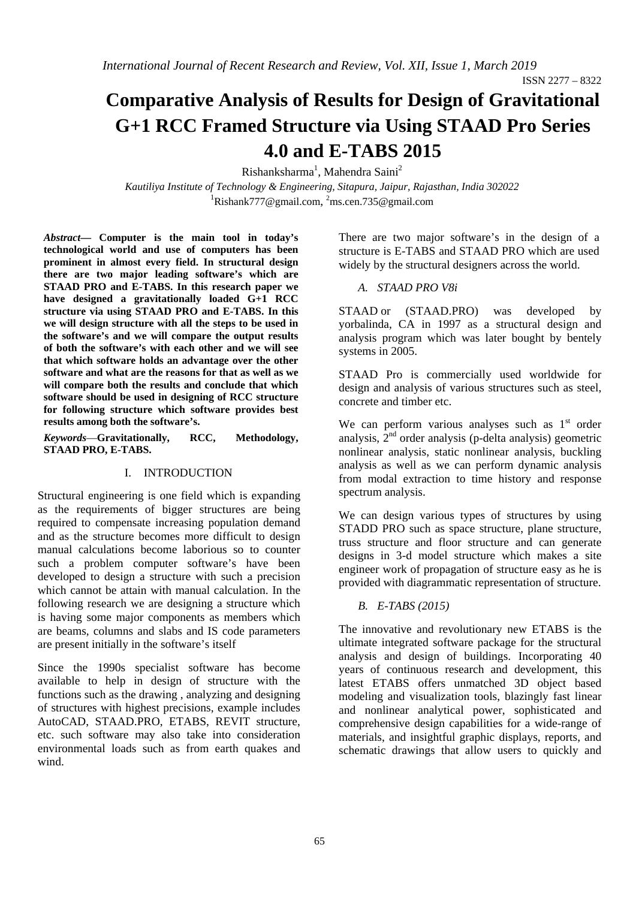# Comparative Analysis of Results for Design of Gravitational G+1 RCC Framed Structure via Using STAAD Pro Series 4.0 and E-TABS 2015

Rishanksharma[1], Mahendra Saini[2]

*Kautiliya Institute of Technology & Engineering, Sitapura, Jaipur, Rajasthan, India 302022*

[1]Rishank777@gmail.com, [2]ms.cen.735@gmail.com

***Abstract*— Computer is the main tool in today's technological world and use of computers has been prominent in almost every field. In structural design there are two major leading software's which are STAAD PRO and E-TABS. In this research paper we have designed a gravitationally loaded G+1 RCC structure via using STAAD PRO and E-TABS. In this we will design structure with all the steps to be used in the software's and we will compare the output results of both the software's with each other and we will see that which software holds an advantage over the other software and what are the reasons for that as well as we will compare both the results and conclude that which software should be used in designing of RCC structure for following structure which software provides best results among both the software's.**

***Keywords*—Gravitationally, RCC, Methodology, STAAD PRO, E-TABS.**

## I. INTRODUCTION

Structural engineering is one field which is expanding as the requirements of bigger structures are being required to compensate increasing population demand and as the structure becomes more difficult to design manual calculations become laborious so to counter such a problem computer software's have been developed to design a structure with such a precision which cannot be attain with manual calculation. In the following research we are designing a structure which is having some major components as members which are beams, columns and slabs and IS code parameters are present initially in the software's itself

Since the 1990s specialist software has become available to help in design of structure with the functions such as the drawing , analyzing and designing of structures with highest precisions, example includes AutoCAD, STAAD.PRO, ETABS, REVIT structure, etc. such software may also take into consideration environmental loads such as from earth quakes and wind.

There are two major software's in the design of a structure is E-TABS and STAAD PRO which are used widely by the structural designers across the world.

### *A. STAAD PRO V8i*

STAAD or (STAAD.PRO) was developed by yorbalinda, CA in 1997 as a structural design and analysis program which was later bought by bentely systems in 2005.

STAAD Pro is commercially used worldwide for design and analysis of various structures such as steel, concrete and timber etc.

We can perform various analyses such as 1st order analysis, 2nd order analysis (p-delta analysis) geometric nonlinear analysis, static nonlinear analysis, buckling analysis as well as we can perform dynamic analysis from modal extraction to time history and response spectrum analysis.

We can design various types of structures by using STADD PRO such as space structure, plane structure, truss structure and floor structure and can generate designs in 3-d model structure which makes a site engineer work of propagation of structure easy as he is provided with diagrammatic representation of structure.

### *B. E-TABS (2015)*

The innovative and revolutionary new ETABS is the ultimate integrated software package for the structural analysis and design of buildings. Incorporating 40 years of continuous research and development, this latest ETABS offers unmatched 3D object based modeling and visualization tools, blazingly fast linear and nonlinear analytical power, sophisticated and comprehensive design capabilities for a wide-range of materials, and insightful graphic displays, reports, and schematic drawings that allow users to quickly and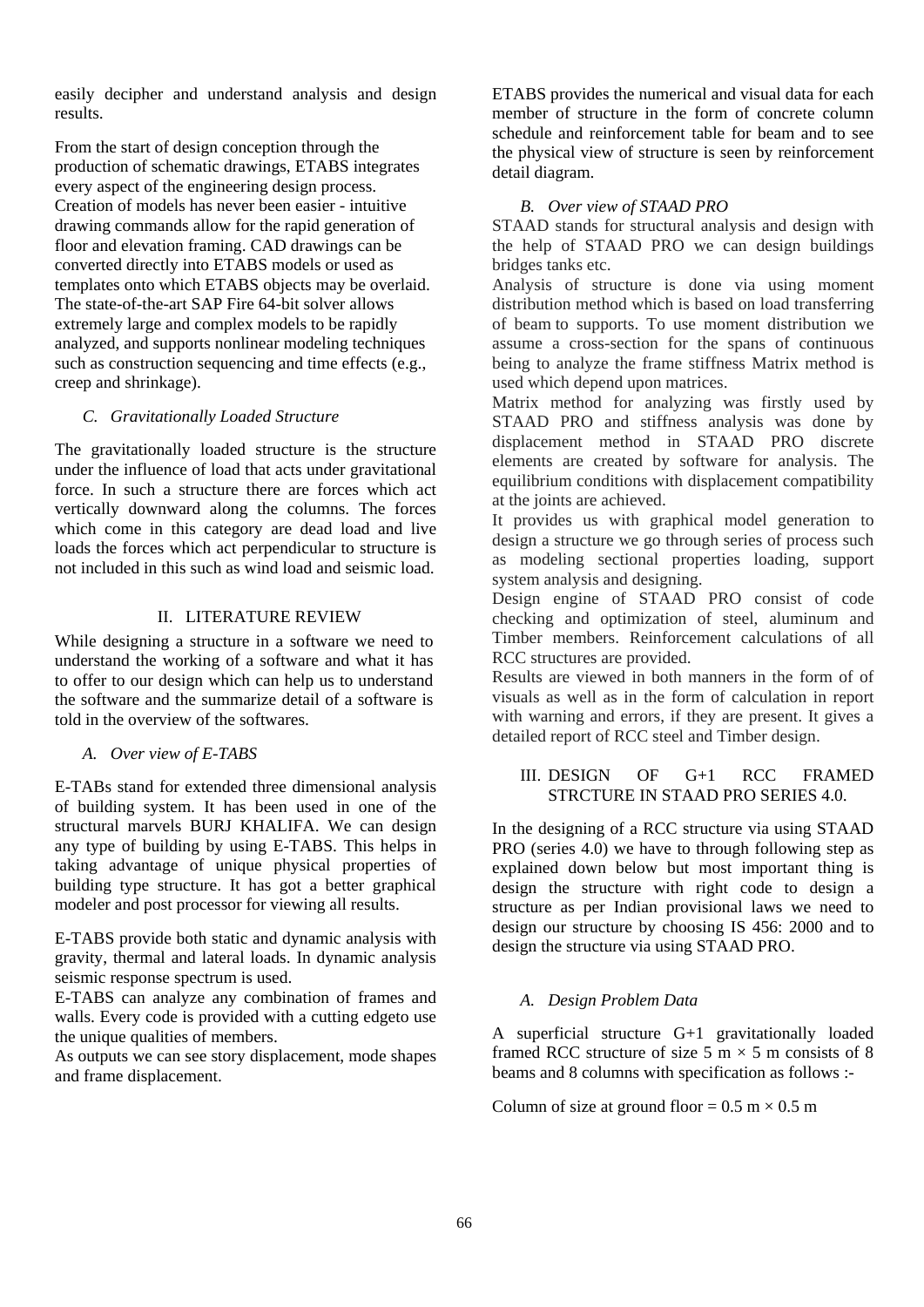easily decipher and understand analysis and design results.

From the start of design conception through the production of schematic drawings, ETABS integrates every aspect of the engineering design process. Creation of models has never been easier - intuitive drawing commands allow for the rapid generation of floor and elevation framing. CAD drawings can be converted directly into ETABS models or used as templates onto which ETABS objects may be overlaid. The state-of-the-art SAP Fire 64-bit solver allows extremely large and complex models to be rapidly analyzed, and supports nonlinear modeling techniques such as construction sequencing and time effects (e.g., creep and shrinkage).

### *C. Gravitationally Loaded Structure*

The gravitationally loaded structure is the structure under the influence of load that acts under gravitational force. In such a structure there are forces which act vertically downward along the columns. The forces which come in this category are dead load and live loads the forces which act perpendicular to structure is not included in this such as wind load and seismic load.

## II. LITERATURE REVIEW

While designing a structure in a software we need to understand the working of a software and what it has to offer to our design which can help us to understand the software and the summarize detail of a software is told in the overview of the softwares.

### *A. Over view of E-TABS*

E-TABs stand for extended three dimensional analysis of building system. It has been used in one of the structural marvels BURJ KHALIFA. We can design any type of building by using E-TABS. This helps in taking advantage of unique physical properties of building type structure. It has got a better graphical modeler and post processor for viewing all results.

E-TABS provide both static and dynamic analysis with gravity, thermal and lateral loads. In dynamic analysis seismic response spectrum is used.
E-TABS can analyze any combination of frames and walls. Every code is provided with a cutting edgeto use the unique qualities of members.
As outputs we can see story displacement, mode shapes and frame displacement.

ETABS provides the numerical and visual data for each member of structure in the form of concrete column schedule and reinforcement table for beam and to see the physical view of structure is seen by reinforcement detail diagram.

### *B. Over view of STAAD PRO*

STAAD stands for structural analysis and design with the help of STAAD PRO we can design buildings bridges tanks etc.
Analysis of structure is done via using moment distribution method which is based on load transferring of beam to supports. To use moment distribution we assume a cross-section for the spans of continuous being to analyze the frame stiffness Matrix method is used which depend upon matrices.
Matrix method for analyzing was firstly used by STAAD PRO and stiffness analysis was done by displacement method in STAAD PRO discrete elements are created by software for analysis. The equilibrium conditions with displacement compatibility at the joints are achieved.
It provides us with graphical model generation to design a structure we go through series of process such as modeling sectional properties loading, support system analysis and designing.
Design engine of STAAD PRO consist of code checking and optimization of steel, aluminum and Timber members. Reinforcement calculations of all RCC structures are provided.
Results are viewed in both manners in the form of of visuals as well as in the form of calculation in report with warning and errors, if they are present. It gives a detailed report of RCC steel and Timber design.

## III. DESIGN OF G+1 RCC FRAMED STRCTURE IN STAAD PRO SERIES 4.0.

In the designing of a RCC structure via using STAAD PRO (series 4.0) we have to through following step as explained down below but most important thing is design the structure with right code to design a structure as per Indian provisional laws we need to design our structure by choosing IS 456: 2000 and to design the structure via using STAAD PRO.

### *A. Design Problem Data*

A superficial structure G+1 gravitationally loaded framed RCC structure of size 5 m × 5 m consists of 8 beams and 8 columns with specification as follows :-

Column of size at ground floor = 0.5 m × 0.5 m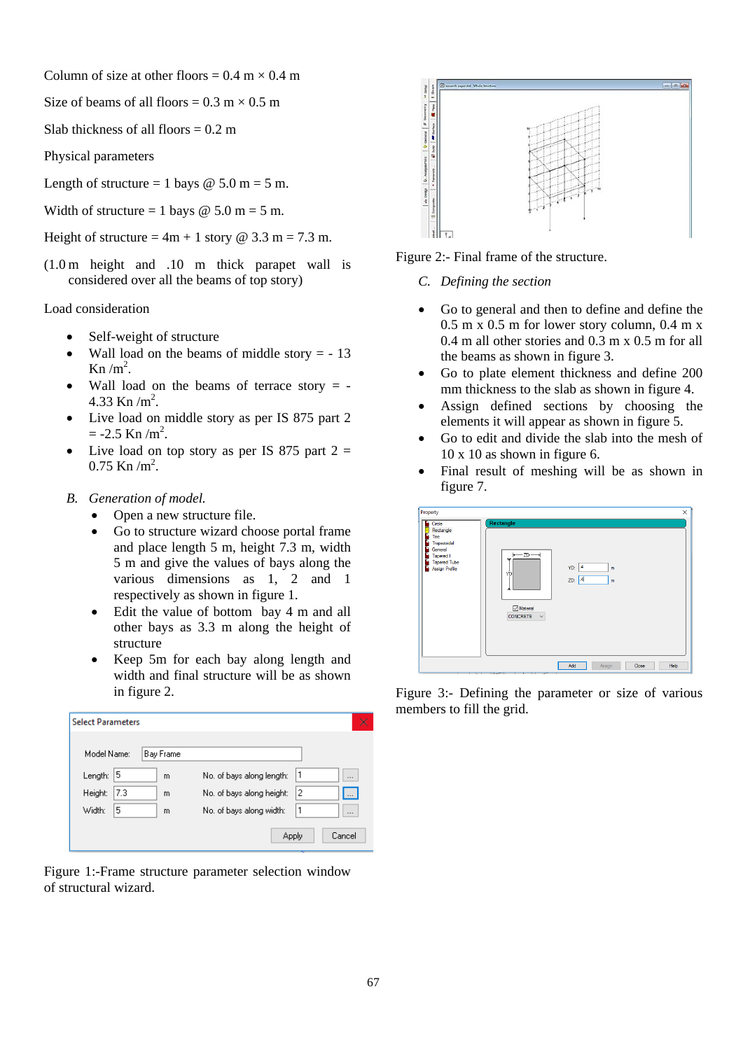Column of size at other floors = 0.4 m × 0.4 m

Size of beams of all floors = 0.3 m × 0.5 m

Slab thickness of all floors = 0.2 m

Physical parameters

Length of structure = 1 bays @ 5.0 m = 5 m.

Width of structure = 1 bays @ 5.0 m = 5 m.

Height of structure = 4m + 1 story @ 3.3 m = 7.3 m.

(1.0 m height and .10 m thick parapet wall is considered over all the beams of top story)

Load consideration

- Self-weight of structure
- Wall load on the beams of middle story = - 13 Kn /m$^2$.
- Wall load on the beams of terrace story = - 4.33 Kn /m$^2$.
- Live load on middle story as per IS 875 part 2 = -2.5 Kn /m$^2$.
- Live load on top story as per IS 875 part 2 = 0.75 Kn /m$^2$.

B. *Generation of model.*

- Open a new structure file.
- Go to structure wizard choose portal frame and place length 5 m, height 7.3 m, width 5 m and give the values of bays along the various dimensions as 1, 2 and 1 respectively as shown in figure 1.
- Edit the value of bottom bay 4 m and all other bays as 3.3 m along the height of structure
- Keep 5m for each bay along length and width and final structure will be as shown in figure 2.

Figure 1:-Frame structure parameter selection window of structural wizard.

Figure 2:- Final frame of the structure.

C. *Defining the section*

- Go to general and then to define and define the 0.5 m x 0.5 m for lower story column, 0.4 m x 0.4 m all other stories and 0.3 m x 0.5 m for all the beams as shown in figure 3.
- Go to plate element thickness and define 200 mm thickness to the slab as shown in figure 4.
- Assign defined sections by choosing the elements it will appear as shown in figure 5.
- Go to edit and divide the slab into the mesh of 10 x 10 as shown in figure 6.
- Final result of meshing will be as shown in figure 7.

Figure 3:- Defining the parameter or size of various members to fill the grid.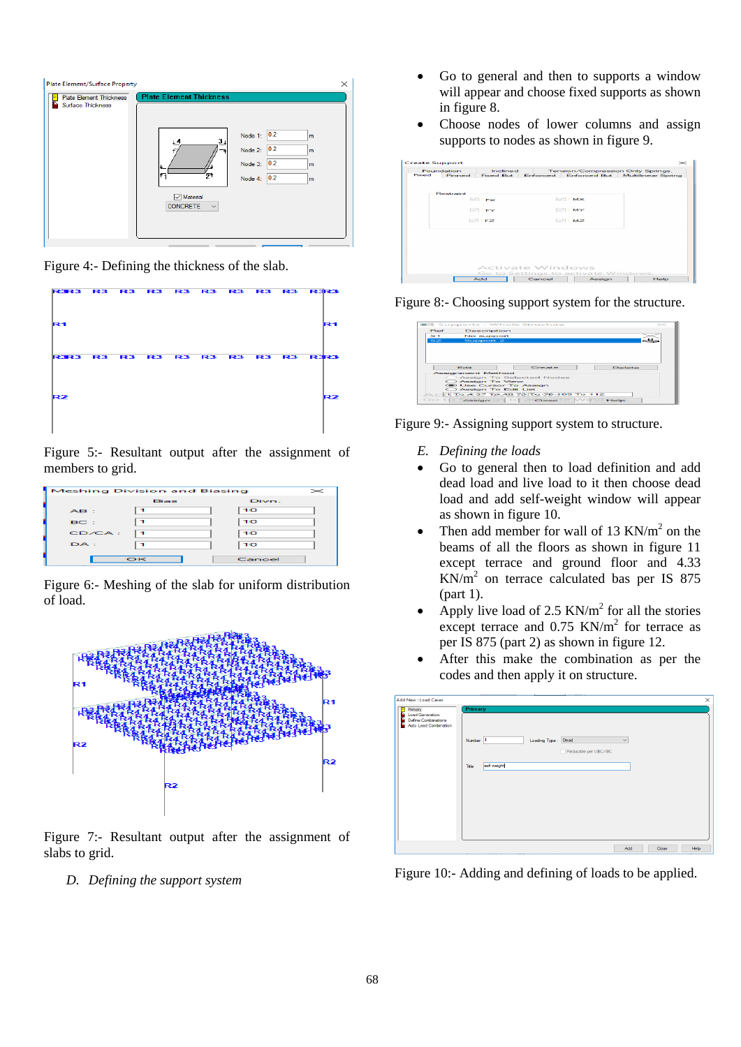Figure 4:- Defining the thickness of the slab.

Figure 5:- Resultant output after the assignment of members to grid.

Figure 6:- Meshing of the slab for uniform distribution of load.

Figure 7:- Resultant output after the assignment of slabs to grid.

*D. Defining the support system*

- Go to general and then to supports a window will appear and choose fixed supports as shown in figure 8.
- Choose nodes of lower columns and assign supports to nodes as shown in figure 9.

Figure 8:- Choosing support system for the structure.

Figure 9:- Assigning support system to structure.

*E. Defining the loads*

- Go to general then to load definition and add dead load and live load to it then choose dead load and add self-weight window will appear as shown in figure 10.
- Then add member for wall of 13 KN/m$^2$ on the beams of all the floors as shown in figure 11 except terrace and ground floor and 4.33 KN/m$^2$ on terrace calculated bas per IS 875 (part 1).
- Apply live load of 2.5 KN/m$^2$ for all the stories except terrace and 0.75 KN/m$^2$ for terrace as per IS 875 (part 2) as shown in figure 12.
- After this make the combination as per the codes and then apply it on structure.

Figure 10:- Adding and defining of loads to be applied.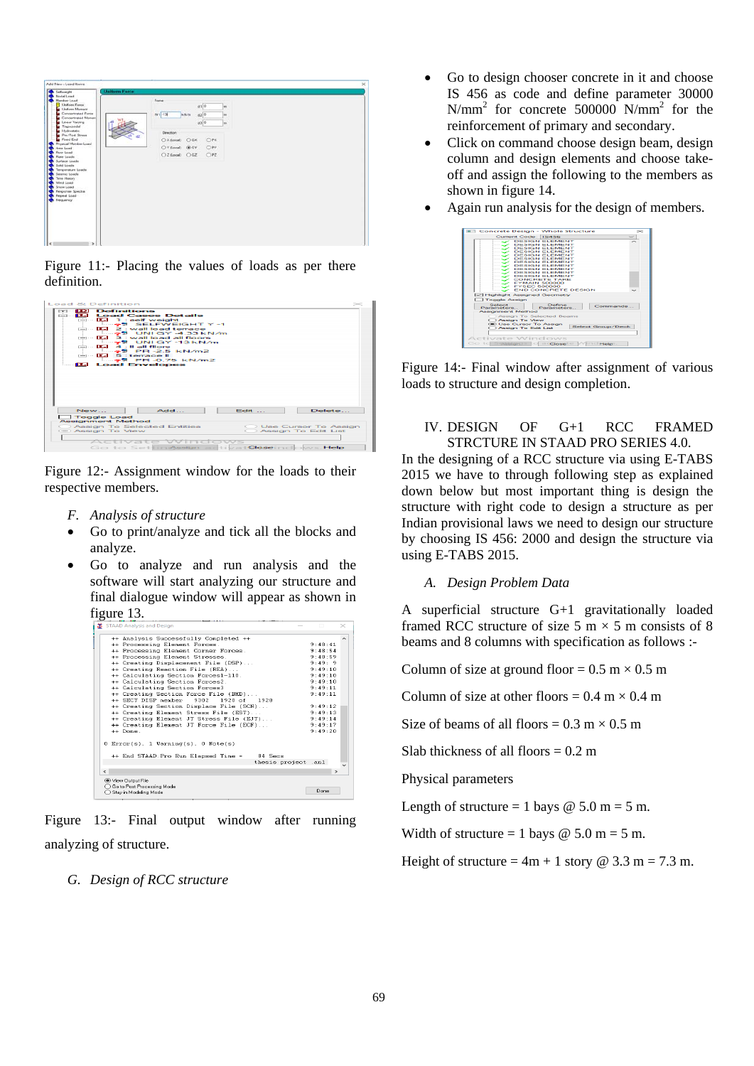Figure 11:- Placing the values of loads as per there definition.

Figure 12:- Assignment window for the loads to their respective members.

*F. Analysis of structure*

- Go to print/analyze and tick all the blocks and analyze.
- Go to analyze and run analysis and the software will start analyzing our structure and final dialogue window will appear as shown in figure 13.

Figure 13:- Final output window after running analyzing of structure.

*G. Design of RCC structure*

- Go to design chooser concrete in it and choose IS 456 as code and define parameter 30000 N/mm$^2$ for concrete 500000 N/mm$^2$ for the reinforcement of primary and secondary.
- Click on command choose design beam, design column and design elements and choose take-off and assign the following to the members as shown in figure 14.
- Again run analysis for the design of members.

Figure 14:- Final window after assignment of various loads to structure and design completion.

## IV. DESIGN OF G+1 RCC FRAMED STRCTURE IN STAAD PRO SERIES 4.0.

In the designing of a RCC structure via using E-TABS 2015 we have to through following step as explained down below but most important thing is design the structure with right code to design a structure as per Indian provisional laws we need to design our structure by choosing IS 456: 2000 and design the structure via using E-TABS 2015.

*A. Design Problem Data*

A superficial structure G+1 gravitationally loaded framed RCC structure of size 5 m × 5 m consists of 8 beams and 8 columns with specification as follows :-

Column of size at ground floor = 0.5 m × 0.5 m

Column of size at other floors = 0.4 m × 0.4 m

Size of beams of all floors = 0.3 m × 0.5 m

Slab thickness of all floors = 0.2 m

Physical parameters

Length of structure = 1 bays @ 5.0 m = 5 m.

Width of structure = 1 bays @ 5.0 m = 5 m.

Height of structure = 4m + 1 story @ 3.3 m = 7.3 m.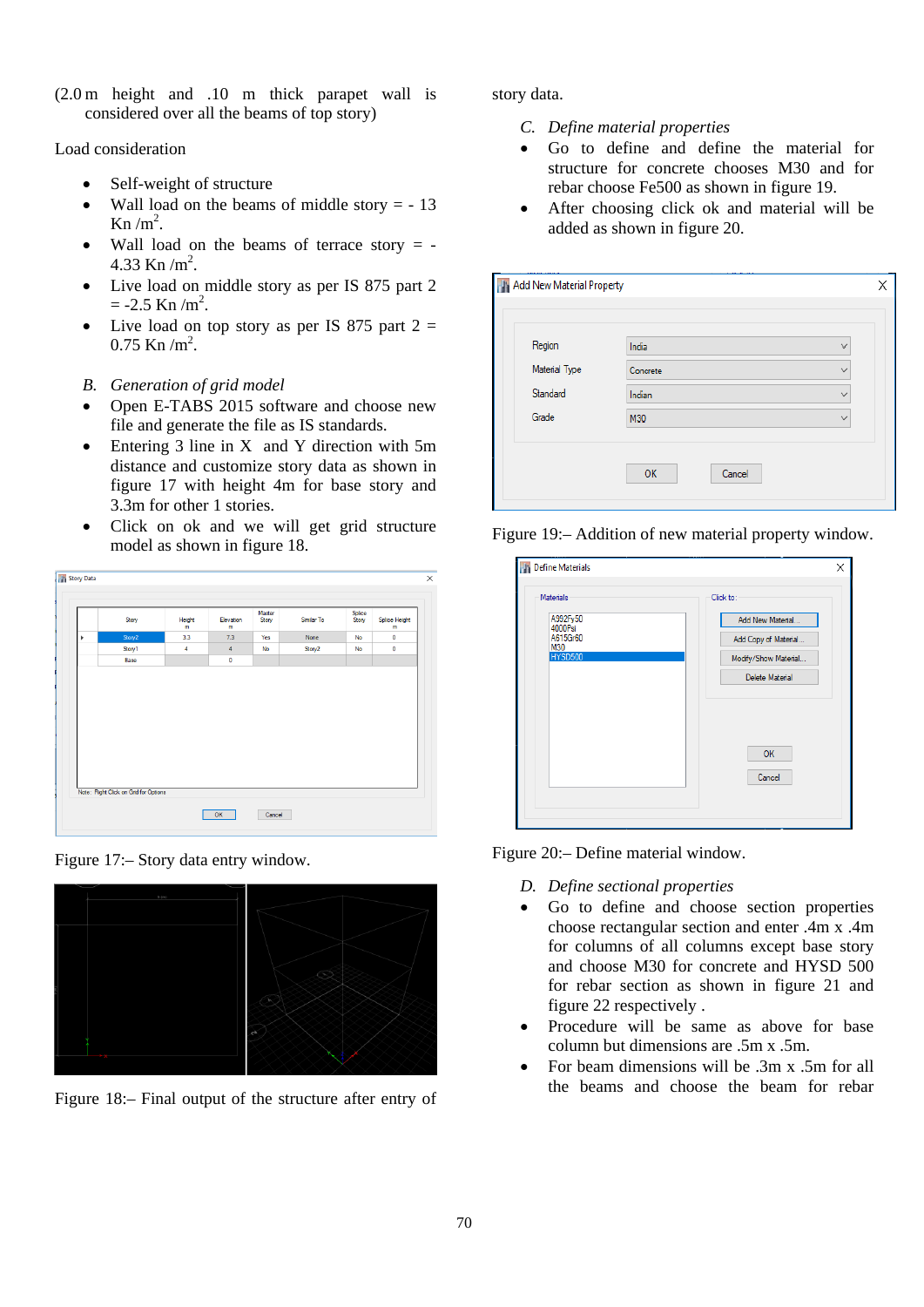(2.0 m height and .10 m thick parapet wall is considered over all the beams of top story)

Load consideration

- Self-weight of structure
- Wall load on the beams of middle story = - 13 Kn /m$^2$.
- Wall load on the beams of terrace story = - 4.33 Kn /m$^2$.
- Live load on middle story as per IS 875 part 2 = -2.5 Kn /m$^2$.
- Live load on top story as per IS 875 part 2 = 0.75 Kn /m$^2$.

*B. Generation of grid model*

- Open E-TABS 2015 software and choose new file and generate the file as IS standards.
- Entering 3 line in X and Y direction with 5m distance and customize story data as shown in figure 17 with height 4m for base story and 3.3m for other 1 stories.
- Click on ok and we will get grid structure model as shown in figure 18.

Figure 17:– Story data entry window.

Figure 18:– Final output of the structure after entry of story data.

*C. Define material properties*

- Go to define and define the material for structure for concrete chooses M30 and for rebar choose Fe500 as shown in figure 19.
- After choosing click ok and material will be added as shown in figure 20.

Figure 19:– Addition of new material property window.

Figure 20:– Define material window.

*D. Define sectional properties*

- Go to define and choose section properties choose rectangular section and enter .4m x .4m for columns of all columns except base story and choose M30 for concrete and HYSD 500 for rebar section as shown in figure 21 and figure 22 respectively .
- Procedure will be same as above for base column but dimensions are .5m x .5m.
- For beam dimensions will be .3m x .5m for all the beams and choose the beam for rebar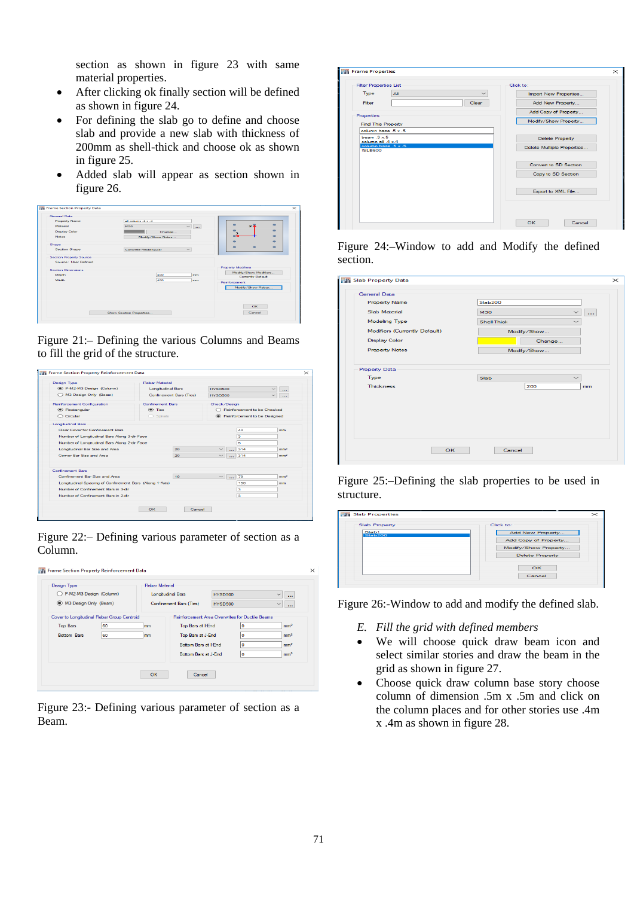section as shown in figure 23 with same material properties.

- After clicking ok finally section will be defined as shown in figure 24.
- For defining the slab go to define and choose slab and provide a new slab with thickness of 200mm as shell-thick and choose ok as shown in figure 25.
- Added slab will appear as section shown in figure 26.

Figure 21:– Defining the various Columns and Beams to fill the grid of the structure.

Figure 22:– Defining various parameter of section as a Column.

Figure 23:- Defining various parameter of section as a Beam.

Figure 24:–Window to add and Modify the defined section.

Figure 25:–Defining the slab properties to be used in structure.

Figure 26:-Window to add and modify the defined slab.

*E. Fill the grid with defined members*

- We will choose quick draw beam icon and select similar stories and draw the beam in the grid as shown in figure 27.
- Choose quick draw column base story choose column of dimension .5m x .5m and click on the column places and for other stories use .4m x .4m as shown in figure 28.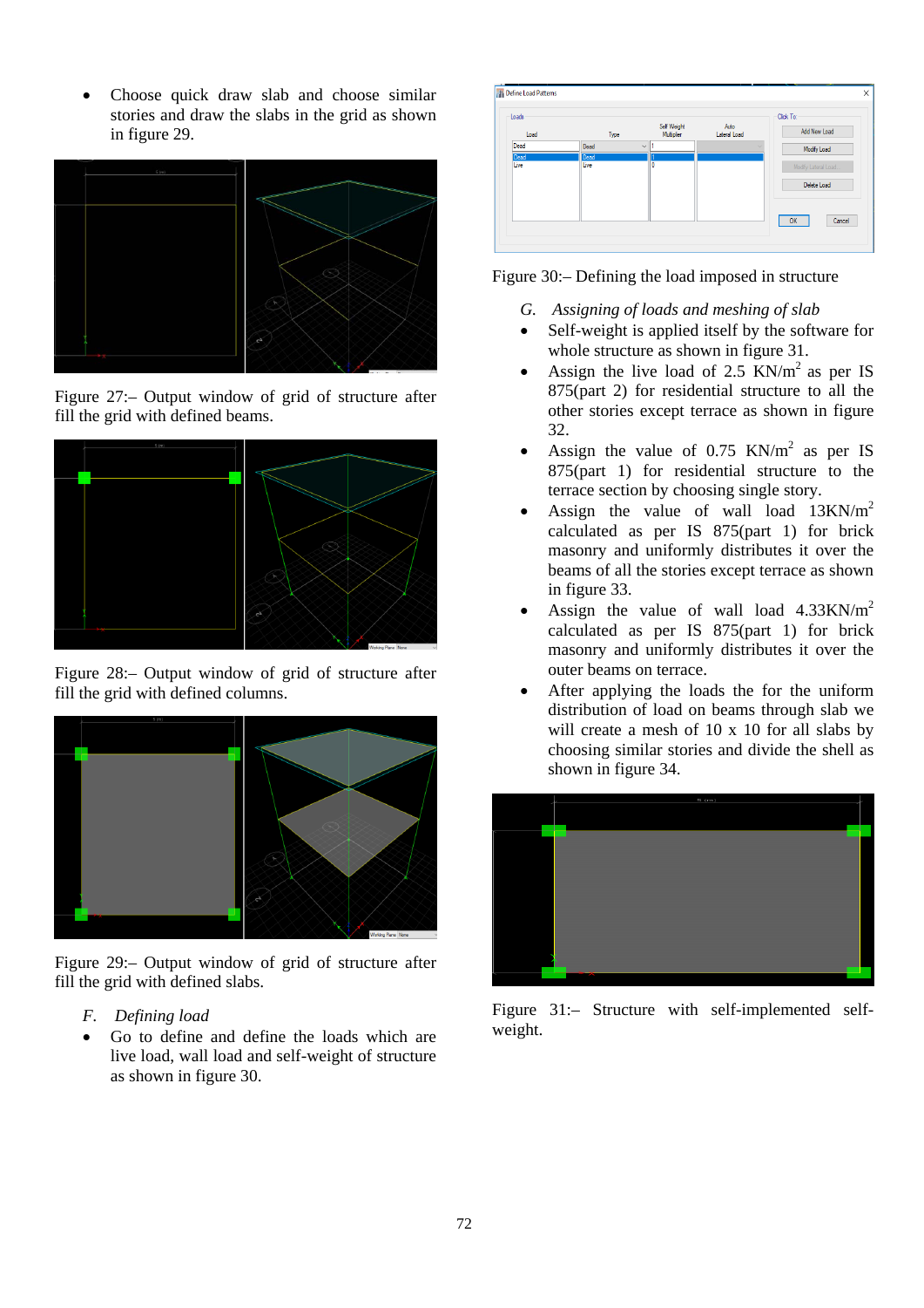- Choose quick draw slab and choose similar stories and draw the slabs in the grid as shown in figure 29.

Figure 27:– Output window of grid of structure after fill the grid with defined beams.

Figure 28:– Output window of grid of structure after fill the grid with defined columns.

Figure 29:– Output window of grid of structure after fill the grid with defined slabs.

*F. Defining load*

- Go to define and define the loads which are live load, wall load and self-weight of structure as shown in figure 30.

Figure 30:– Defining the load imposed in structure

*G. Assigning of loads and meshing of slab*

- Self-weight is applied itself by the software for whole structure as shown in figure 31.
- Assign the live load of 2.5 KN/$m^2$ as per IS 875(part 2) for residential structure to all the other stories except terrace as shown in figure 32.
- Assign the value of 0.75 KN/$m^2$ as per IS 875(part 1) for residential structure to the terrace section by choosing single story.
- Assign the value of wall load 13KN/$m^2$ calculated as per IS 875(part 1) for brick masonry and uniformly distributes it over the beams of all the stories except terrace as shown in figure 33.
- Assign the value of wall load 4.33KN/$m^2$ calculated as per IS 875(part 1) for brick masonry and uniformly distributes it over the outer beams on terrace.
- After applying the loads the for the uniform distribution of load on beams through slab we will create a mesh of 10 x 10 for all slabs by choosing similar stories and divide the shell as shown in figure 34.

Figure 31:– Structure with self-implemented self-weight.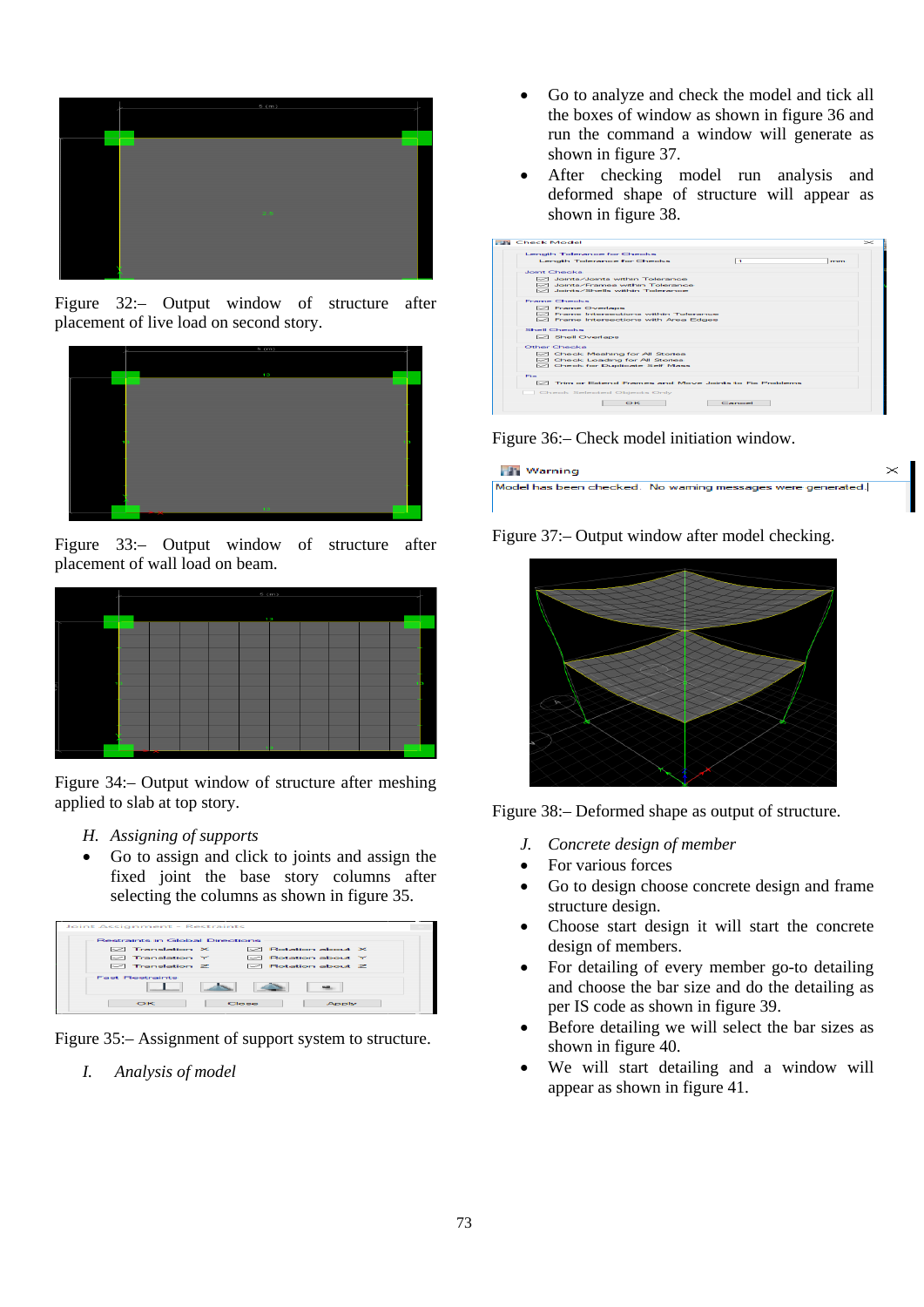Figure 32:– Output window of structure after placement of live load on second story.

Figure 33:– Output window of structure after placement of wall load on beam.

Figure 34:– Output window of structure after meshing applied to slab at top story.

*H. Assigning of supports*

- Go to assign and click to joints and assign the fixed joint the base story columns after selecting the columns as shown in figure 35.

Figure 35:– Assignment of support system to structure.

*I. Analysis of model*

- Go to analyze and check the model and tick all the boxes of window as shown in figure 36 and run the command a window will generate as shown in figure 37.
- After checking model run analysis and deformed shape of structure will appear as shown in figure 38.

Figure 36:– Check model initiation window.

Figure 37:– Output window after model checking.

Figure 38:– Deformed shape as output of structure.

*J. Concrete design of member*

- For various forces
- Go to design choose concrete design and frame structure design.
- Choose start design it will start the concrete design of members.
- For detailing of every member go-to detailing and choose the bar size and do the detailing as per IS code as shown in figure 39.
- Before detailing we will select the bar sizes as shown in figure 40.
- We will start detailing and a window will appear as shown in figure 41.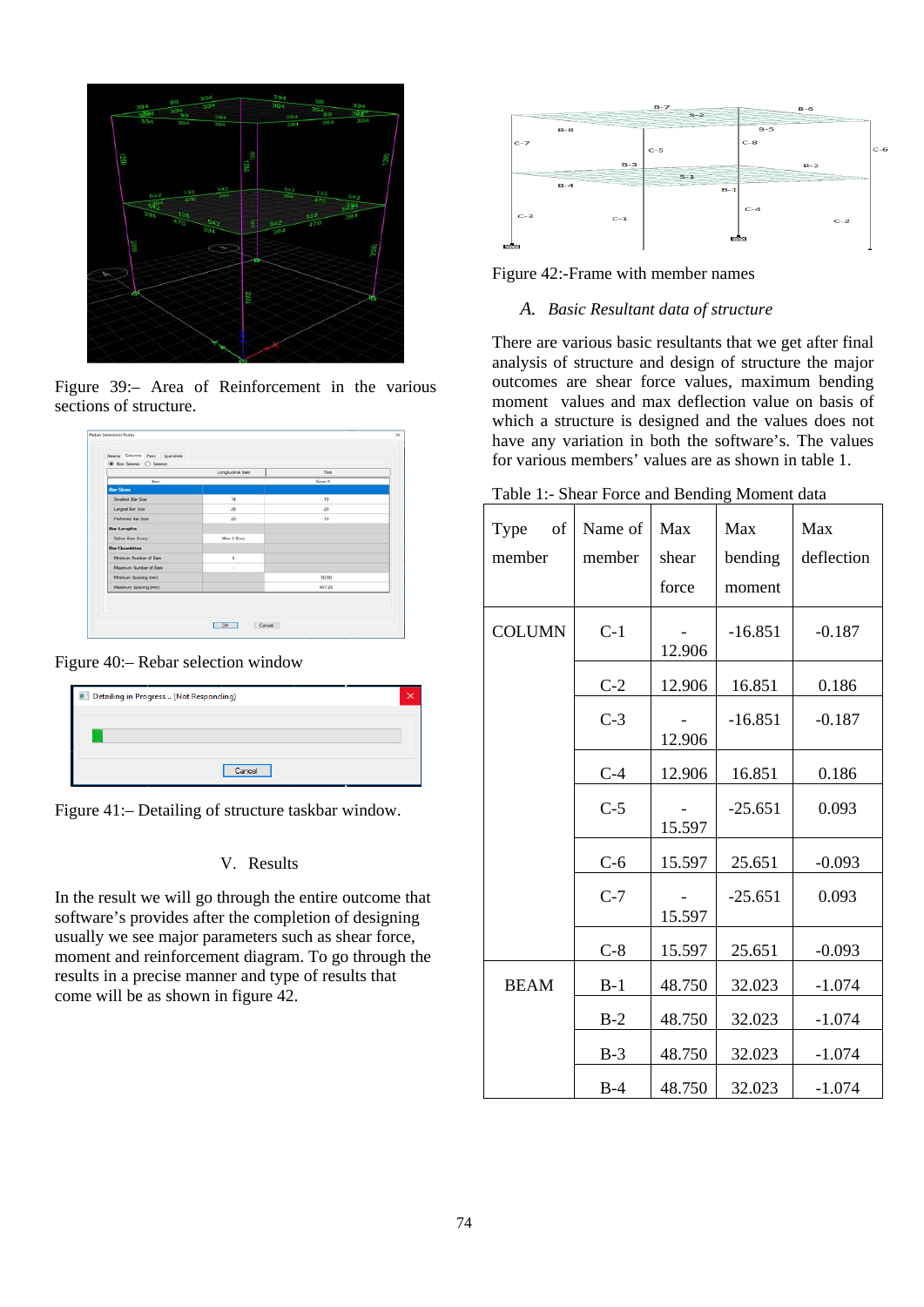Figure 39:– Area of Reinforcement in the various sections of structure.

Figure 40:– Rebar selection window

Figure 41:– Detailing of structure taskbar window.

## V. Results

In the result we will go through the entire outcome that software's provides after the completion of designing usually we see major parameters such as shear force, moment and reinforcement diagram. To go through the results in a precise manner and type of results that come will be as shown in figure 42.

Figure 42:-Frame with member names

### A. *Basic Resultant data of structure*

There are various basic resultants that we get after final analysis of structure and design of structure the major outcomes are shear force values, maximum bending moment values and max deflection value on basis of which a structure is designed and the values does not have any variation in both the software's. The values for various members' values are as shown in table 1.

Table 1:- Shear Force and Bending Moment data

| Type of member | Name of member | Max shear force | Max bending moment | Max deflection |
|---|---|---|---|---|
| COLUMN | C-1 | -12.906 | -16.851 | -0.187 |
| | C-2 | 12.906 | 16.851 | 0.186 |
| | C-3 | -12.906 | -16.851 | -0.187 |
| | C-4 | 12.906 | 16.851 | 0.186 |
| | C-5 | -15.597 | -25.651 | 0.093 |
| | C-6 | 15.597 | 25.651 | -0.093 |
| | C-7 | -15.597 | -25.651 | 0.093 |
| | C-8 | 15.597 | 25.651 | -0.093 |
| BEAM | B-1 | 48.750 | 32.023 | -1.074 |
| | B-2 | 48.750 | 32.023 | -1.074 |
| | B-3 | 48.750 | 32.023 | -1.074 |
| | B-4 | 48.750 | 32.023 | -1.074 |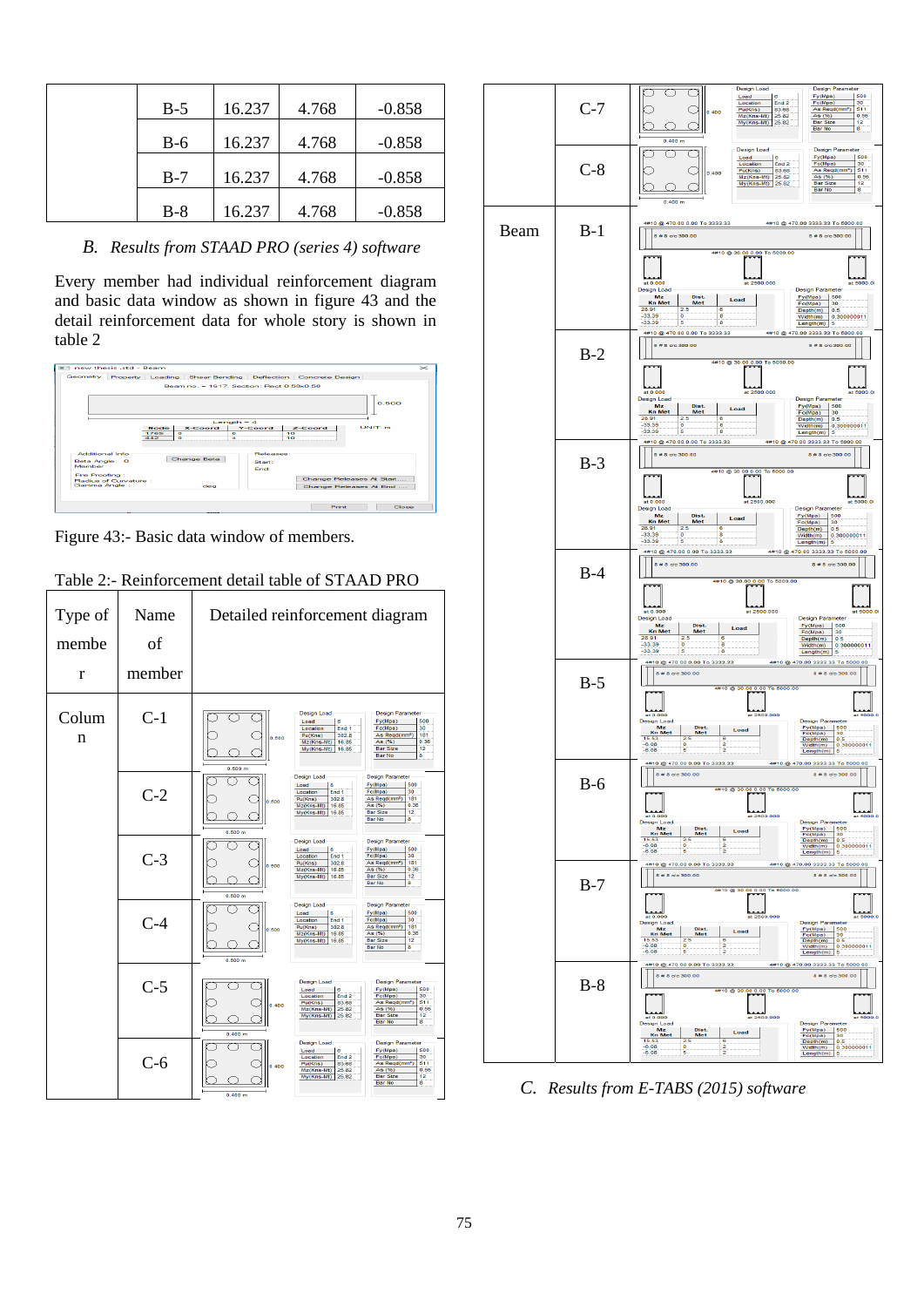| B-5 | 16.237 | 4.768 | -0.858 |
|---|---|---|---|
| B-6 | 16.237 | 4.768 | -0.858 |
| B-7 | 16.237 | 4.768 | -0.858 |
| B-8 | 16.237 | 4.768 | -0.858 |

### *B. Results from STAAD PRO (series 4) software*

Every member had individual reinforcement diagram and basic data window as shown in figure 43 and the detail reinforcement data for whole story is shown in table 2

Figure 43:- Basic data window of members.

Table 2:- Reinforcement detail table of STAAD PRO

| Type of member | Name of member | Detailed reinforcement diagram |
|---|---|---|
| Column | C-1 | |
| | C-2 | |
| | C-3 | |
| | C-4 | |
| | C-5 | |
| | C-6 | |
| | C-7 | |
| | C-8 | |
| Beam | B-1 | |
| | B-2 | |
| | B-3 | |
| | B-4 | |
| | B-5 | |
| | B-6 | |
| | B-7 | |
| | B-8 | |

### *C. Results from E-TABS (2015) software*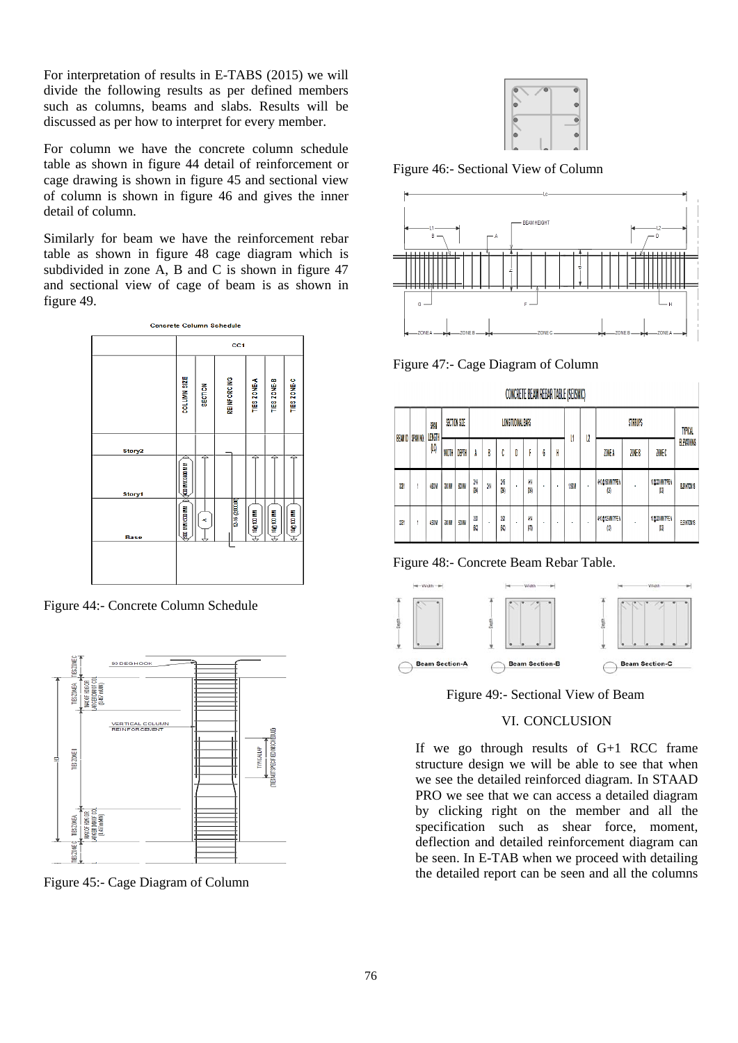For interpretation of results in E-TABS (2015) we will divide the following results as per defined members such as columns, beams and slabs. Results will be discussed as per how to interpret for every member.

For column we have the concrete column schedule table as shown in figure 44 detail of reinforcement or cage drawing is shown in figure 45 and sectional view of column is shown in figure 46 and gives the inner detail of column.

Similarly for beam we have the reinforcement rebar table as shown in figure 48 cage diagram which is subdivided in zone A, B and C is shown in figure 47 and sectional view of cage of beam is as shown in figure 49.

Figure 44:- Concrete Column Schedule

Figure 45:- Cage Diagram of Column

Figure 46:- Sectional View of Column

Figure 47:- Cage Diagram of Column

Figure 48:- Concrete Beam Rebar Table.

Figure 49:- Sectional View of Beam

## VI. CONCLUSION

If we go through results of G+1 RCC frame structure design we will be able to see that when we see the detailed reinforced diagram. In STAAD PRO we see that we can access a detailed diagram by clicking right on the member and all the specification such as shear force, moment, deflection and detailed reinforcement diagram can be seen. In E-TAB when we proceed with detailing the detailed report can be seen and all the columns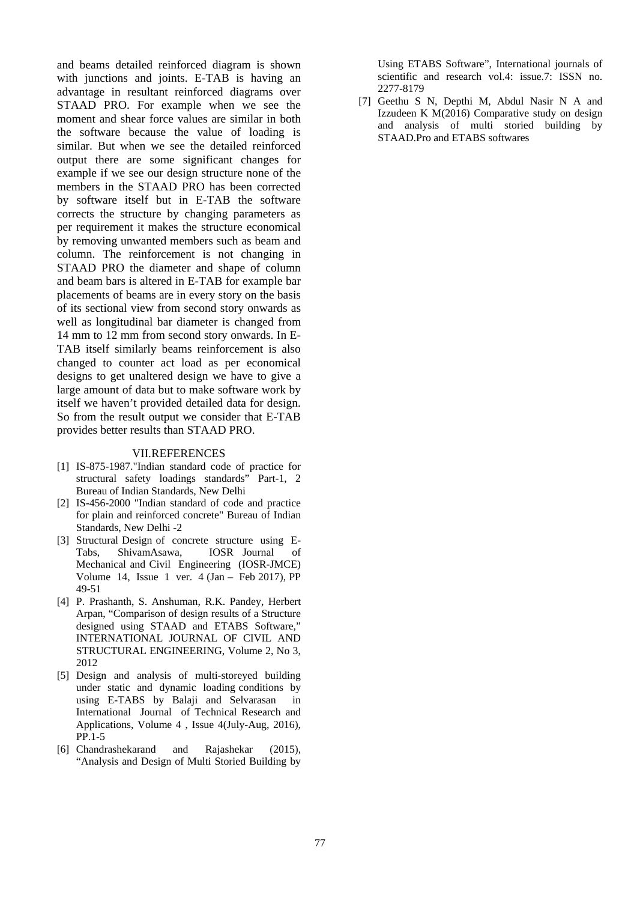and beams detailed reinforced diagram is shown with junctions and joints. E-TAB is having an advantage in resultant reinforced diagrams over STAAD PRO. For example when we see the moment and shear force values are similar in both the software because the value of loading is similar. But when we see the detailed reinforced output there are some significant changes for example if we see our design structure none of the members in the STAAD PRO has been corrected by software itself but in E-TAB the software corrects the structure by changing parameters as per requirement it makes the structure economical by removing unwanted members such as beam and column. The reinforcement is not changing in STAAD PRO the diameter and shape of column and beam bars is altered in E-TAB for example bar placements of beams are in every story on the basis of its sectional view from second story onwards as well as longitudinal bar diameter is changed from 14 mm to 12 mm from second story onwards. In E-TAB itself similarly beams reinforcement is also changed to counter act load as per economical designs to get unaltered design we have to give a large amount of data but to make software work by itself we haven't provided detailed data for design. So from the result output we consider that E-TAB provides better results than STAAD PRO.

## VII. REFERENCES

[1] IS-875-1987."Indian standard code of practice for structural safety loadings standards" Part-1, 2 Bureau of Indian Standards, New Delhi

[2] IS-456-2000 "Indian standard of code and practice for plain and reinforced concrete" Bureau of Indian Standards, New Delhi -2

[3] Structural Design of concrete structure using E-Tabs, ShivamAsawa, IOSR Journal of Mechanical and Civil Engineering (IOSR-JMCE) Volume 14, Issue 1 ver. 4 (Jan – Feb 2017), PP 49-51

[4] P. Prashanth, S. Anshuman, R.K. Pandey, Herbert Arpan, "Comparison of design results of a Structure designed using STAAD and ETABS Software," INTERNATIONAL JOURNAL OF CIVIL AND STRUCTURAL ENGINEERING, Volume 2, No 3, 2012

[5] Design and analysis of multi-storeyed building under static and dynamic loading conditions by using E-TABS by Balaji and Selvarasan in International Journal of Technical Research and Applications, Volume 4 , Issue 4(July-Aug, 2016), PP.1-5

[6] Chandrashekarand and Rajashekar (2015), "Analysis and Design of Multi Storied Building by Using ETABS Software", International journals of scientific and research vol.4: issue.7: ISSN no. 2277-8179

[7] Geethu S N, Depthi M, Abdul Nasir N A and Izzudeen K M(2016) Comparative study on design and analysis of multi storied building by STAAD.Pro and ETABS softwares